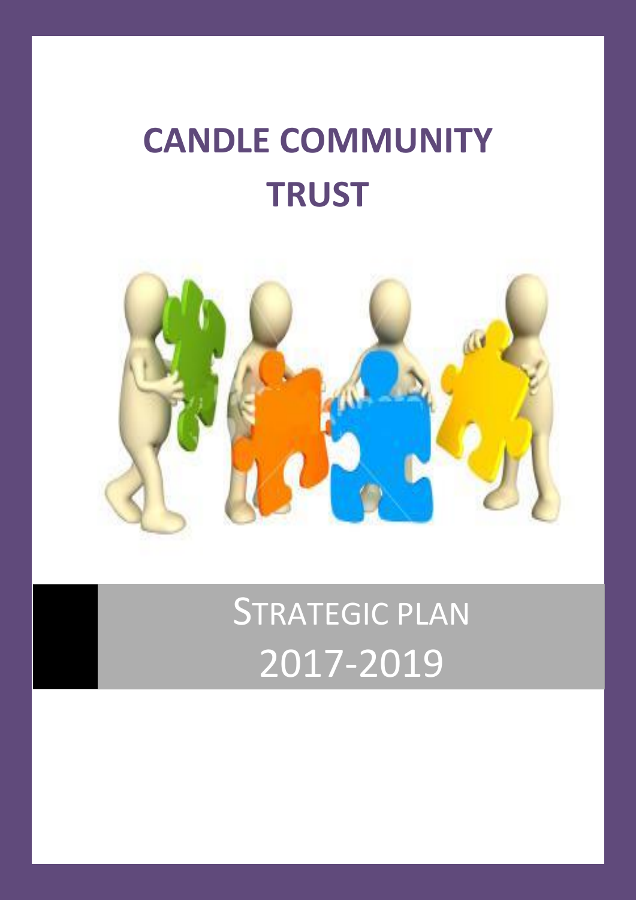# CANDLE COMMUNITY TRUST

## STRATEGIC PLAN 2017-2019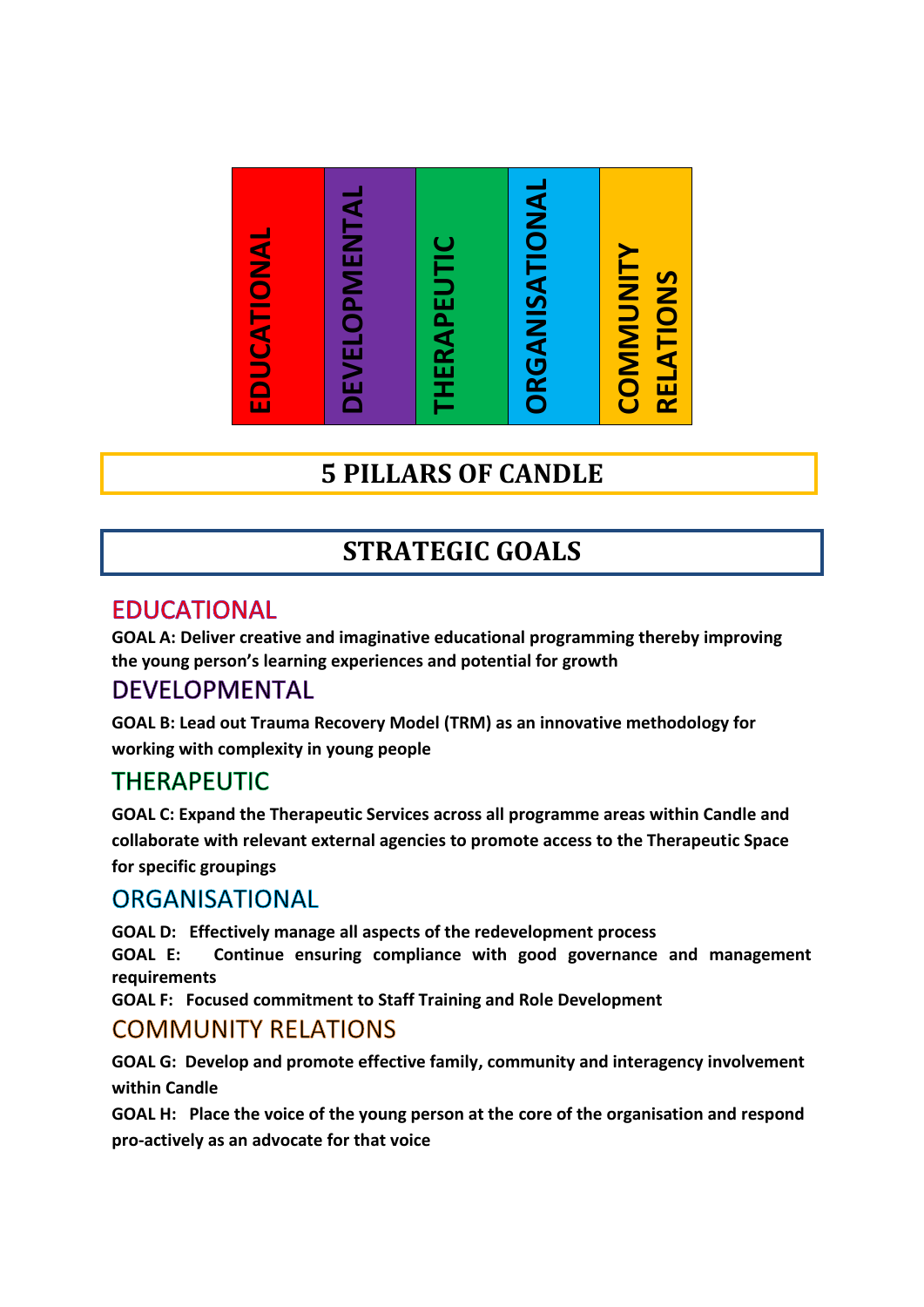| EDUCATIONAL | DEVELOPMENTAL | THERAPEUTIC | ORGANISATIONAL | COMMUNITY RELATIONS |
|---|---|---|---|---|

# 5 PILLARS OF CANDLE

# STRATEGIC GOALS

## EDUCATIONAL

**GOAL A: Deliver creative and imaginative educational programming thereby improving the young person's learning experiences and potential for growth**

## DEVELOPMENTAL

**GOAL B: Lead out Trauma Recovery Model (TRM) as an innovative methodology for working with complexity in young people**

## THERAPEUTIC

**GOAL C: Expand the Therapeutic Services across all programme areas within Candle and collaborate with relevant external agencies to promote access to the Therapeutic Space for specific groupings**

## ORGANISATIONAL

**GOAL D: Effectively manage all aspects of the redevelopment process**

**GOAL E: Continue ensuring compliance with good governance and management requirements**

**GOAL F: Focused commitment to Staff Training and Role Development**

## COMMUNITY RELATIONS

**GOAL G: Develop and promote effective family, community and interagency involvement within Candle**

**GOAL H: Place the voice of the young person at the core of the organisation and respond pro-actively as an advocate for that voice**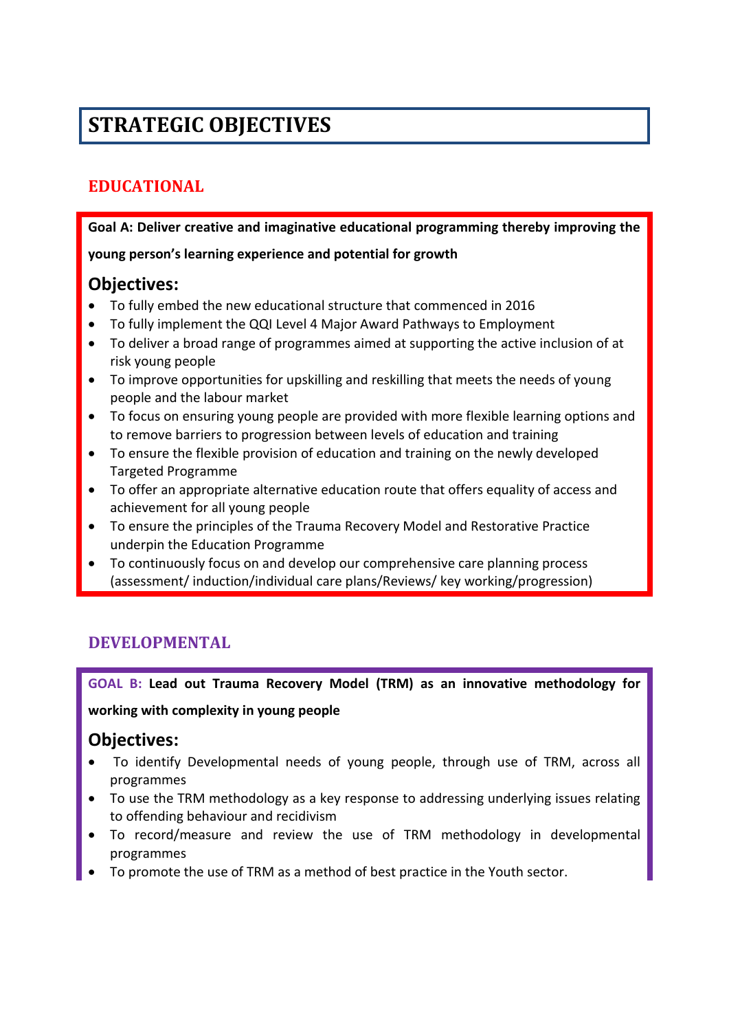# STRATEGIC OBJECTIVES

## EDUCATIONAL

**Goal A: Deliver creative and imaginative educational programming thereby improving the young person's learning experience and potential for growth**

### Objectives:

- To fully embed the new educational structure that commenced in 2016
- To fully implement the QQI Level 4 Major Award Pathways to Employment
- To deliver a broad range of programmes aimed at supporting the active inclusion of at risk young people
- To improve opportunities for upskilling and reskilling that meets the needs of young people and the labour market
- To focus on ensuring young people are provided with more flexible learning options and to remove barriers to progression between levels of education and training
- To ensure the flexible provision of education and training on the newly developed Targeted Programme
- To offer an appropriate alternative education route that offers equality of access and achievement for all young people
- To ensure the principles of the Trauma Recovery Model and Restorative Practice underpin the Education Programme
- To continuously focus on and develop our comprehensive care planning process (assessment/ induction/individual care plans/Reviews/ key working/progression)

## DEVELOPMENTAL

GOAL B: **Lead out Trauma Recovery Model (TRM) as an innovative methodology for working with complexity in young people**

### Objectives:

- To identify Developmental needs of young people, through use of TRM, across all programmes
- To use the TRM methodology as a key response to addressing underlying issues relating to offending behaviour and recidivism
- To record/measure and review the use of TRM methodology in developmental programmes
- To promote the use of TRM as a method of best practice in the Youth sector.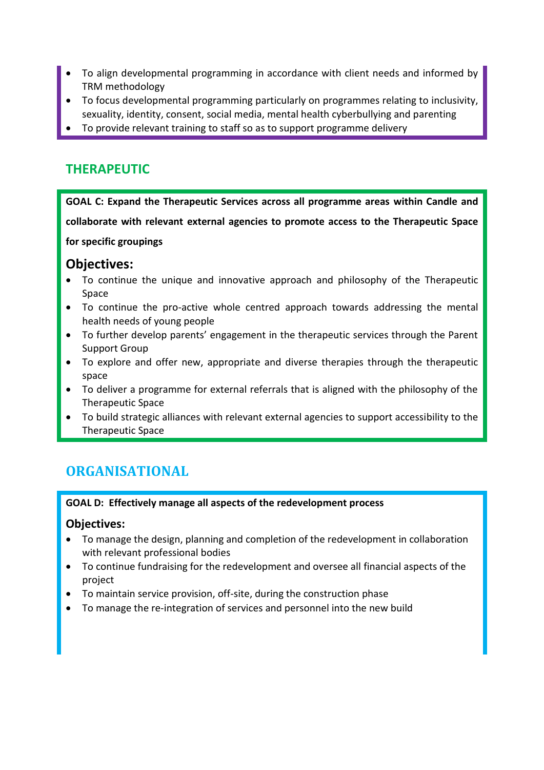- To align developmental programming in accordance with client needs and informed by TRM methodology
- To focus developmental programming particularly on programmes relating to inclusivity, sexuality, identity, consent, social media, mental health cyberbullying and parenting
- To provide relevant training to staff so as to support programme delivery

## THERAPEUTIC

**GOAL C: Expand the Therapeutic Services across all programme areas within Candle and collaborate with relevant external agencies to promote access to the Therapeutic Space for specific groupings**

### Objectives:

- To continue the unique and innovative approach and philosophy of the Therapeutic Space
- To continue the pro-active whole centred approach towards addressing the mental health needs of young people
- To further develop parents' engagement in the therapeutic services through the Parent Support Group
- To explore and offer new, appropriate and diverse therapies through the therapeutic space
- To deliver a programme for external referrals that is aligned with the philosophy of the Therapeutic Space
- To build strategic alliances with relevant external agencies to support accessibility to the Therapeutic Space

## ORGANISATIONAL

**GOAL D: Effectively manage all aspects of the redevelopment process**

### Objectives:

- To manage the design, planning and completion of the redevelopment in collaboration with relevant professional bodies
- To continue fundraising for the redevelopment and oversee all financial aspects of the project
- To maintain service provision, off-site, during the construction phase
- To manage the re-integration of services and personnel into the new build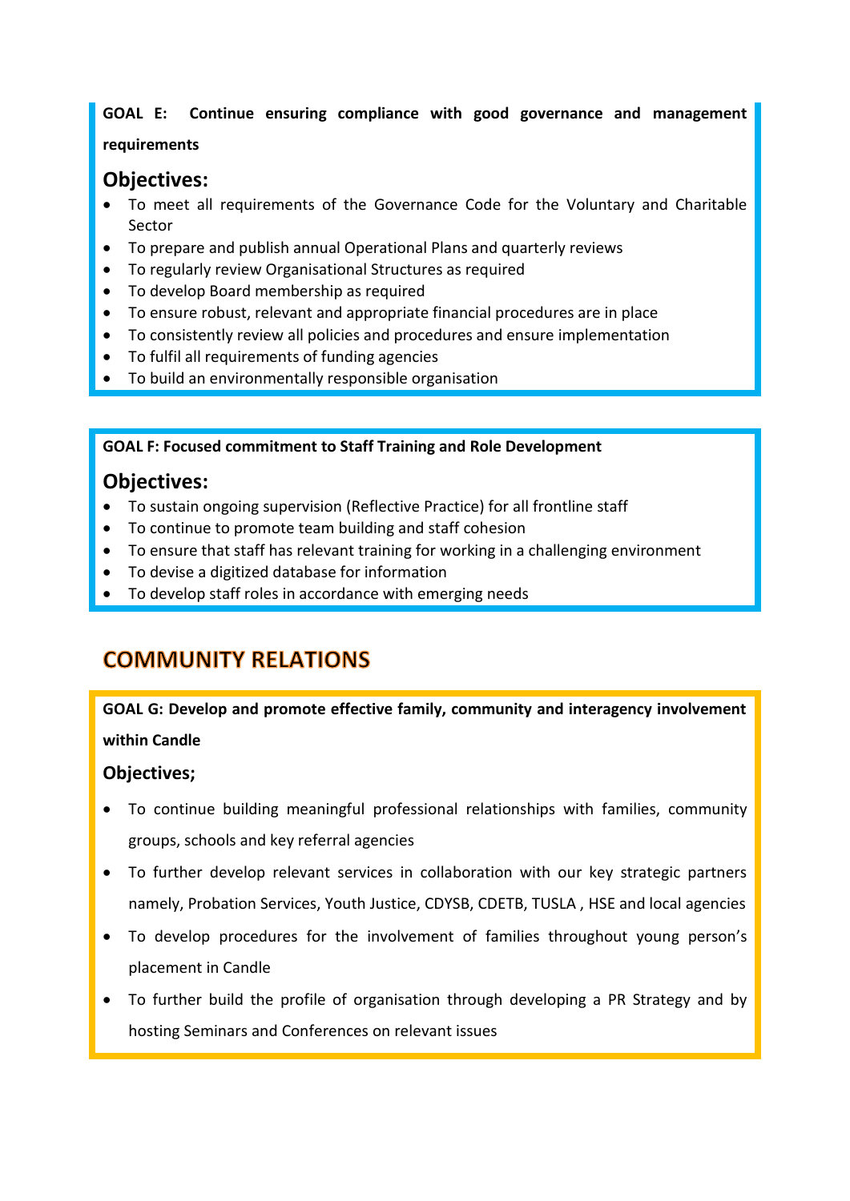**GOAL E: Continue ensuring compliance with good governance and management requirements**

## Objectives:

- To meet all requirements of the Governance Code for the Voluntary and Charitable Sector
- To prepare and publish annual Operational Plans and quarterly reviews
- To regularly review Organisational Structures as required
- To develop Board membership as required
- To ensure robust, relevant and appropriate financial procedures are in place
- To consistently review all policies and procedures and ensure implementation
- To fulfil all requirements of funding agencies
- To build an environmentally responsible organisation

**GOAL F: Focused commitment to Staff Training and Role Development**

## Objectives:

- To sustain ongoing supervision (Reflective Practice) for all frontline staff
- To continue to promote team building and staff cohesion
- To ensure that staff has relevant training for working in a challenging environment
- To devise a digitized database for information
- To develop staff roles in accordance with emerging needs

# COMMUNITY RELATIONS

**GOAL G: Develop and promote effective family, community and interagency involvement within Candle**

**Objectives;**

- To continue building meaningful professional relationships with families, community groups, schools and key referral agencies
- To further develop relevant services in collaboration with our key strategic partners namely, Probation Services, Youth Justice, CDYSB, CDETB, TUSLA , HSE and local agencies
- To develop procedures for the involvement of families throughout young person's placement in Candle
- To further build the profile of organisation through developing a PR Strategy and by hosting Seminars and Conferences on relevant issues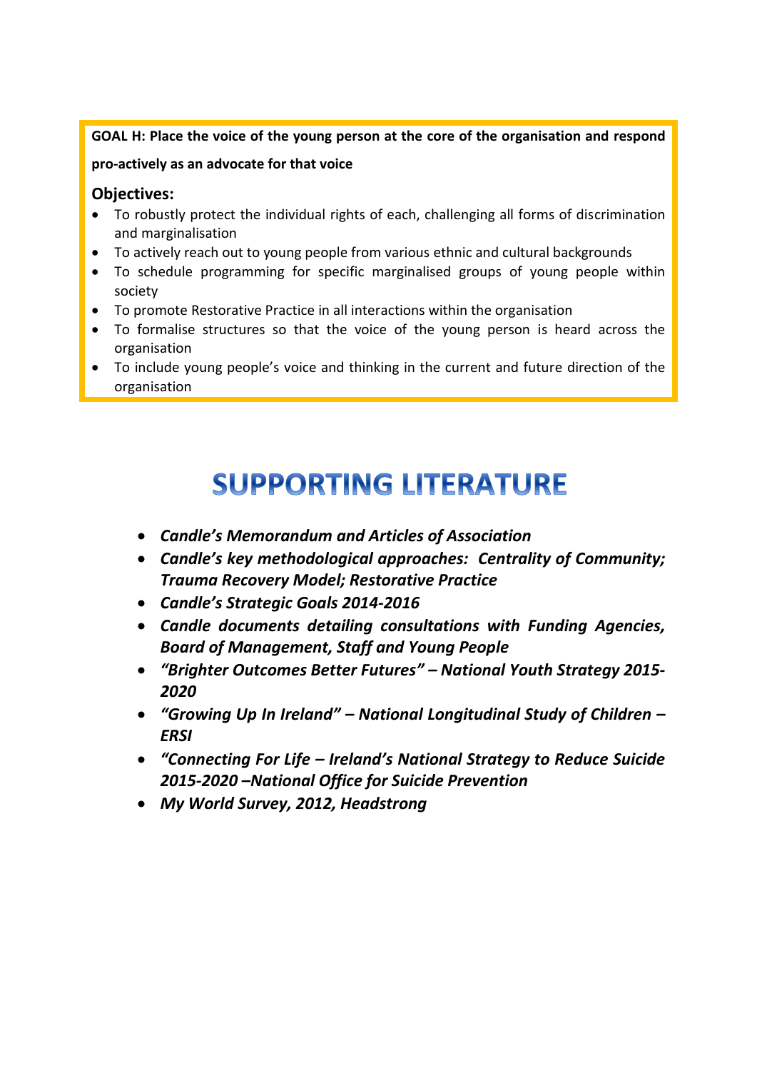**GOAL H: Place the voice of the young person at the core of the organisation and respond pro-actively as an advocate for that voice**

### Objectives:

- To robustly protect the individual rights of each, challenging all forms of discrimination and marginalisation
- To actively reach out to young people from various ethnic and cultural backgrounds
- To schedule programming for specific marginalised groups of young people within society
- To promote Restorative Practice in all interactions within the organisation
- To formalise structures so that the voice of the young person is heard across the organisation
- To include young people's voice and thinking in the current and future direction of the organisation

# SUPPORTING LITERATURE

- ***Candle's Memorandum and Articles of Association***
- ***Candle's key methodological approaches: Centrality of Community; Trauma Recovery Model; Restorative Practice***
- ***Candle's Strategic Goals 2014-2016***
- ***Candle documents detailing consultations with Funding Agencies, Board of Management, Staff and Young People***
- ***"Brighter Outcomes Better Futures" – National Youth Strategy 2015-2020***
- ***"Growing Up In Ireland" – National Longitudinal Study of Children – ERSI***
- ***"Connecting For Life – Ireland's National Strategy to Reduce Suicide 2015-2020 –National Office for Suicide Prevention***
- ***My World Survey, 2012, Headstrong***